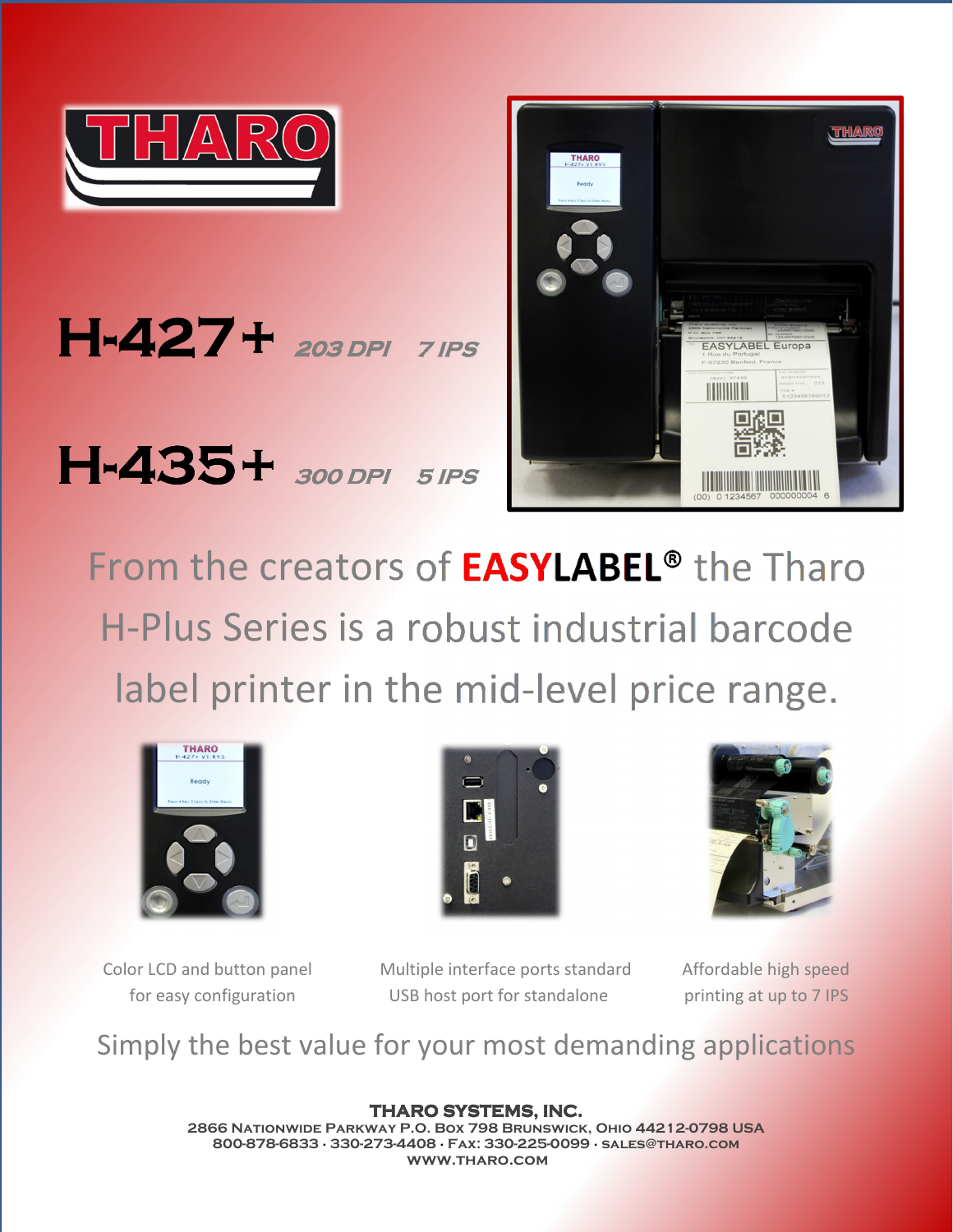# THARO

## H-427+ 203 DPI 7 IPS

## H-435+ 300 DPI 5 IPS

From the creators of **EASYLABEL®** the Tharo H-Plus Series is a robust industrial barcode label printer in the mid-level price range.

Color LCD and button panel for easy configuration

Multiple interface ports standard USB host port for standalone

Affordable high speed printing at up to 7 IPS

Simply the best value for your most demanding applications

**THARO SYSTEMS, INC.**
2866 Nationwide Parkway P.O. Box 798 Brunswick, Ohio 44212-0798 USA
800-878-6833 · 330-273-4408 · Fax: 330-225-0099 · sales@tharo.com
www.tharo.com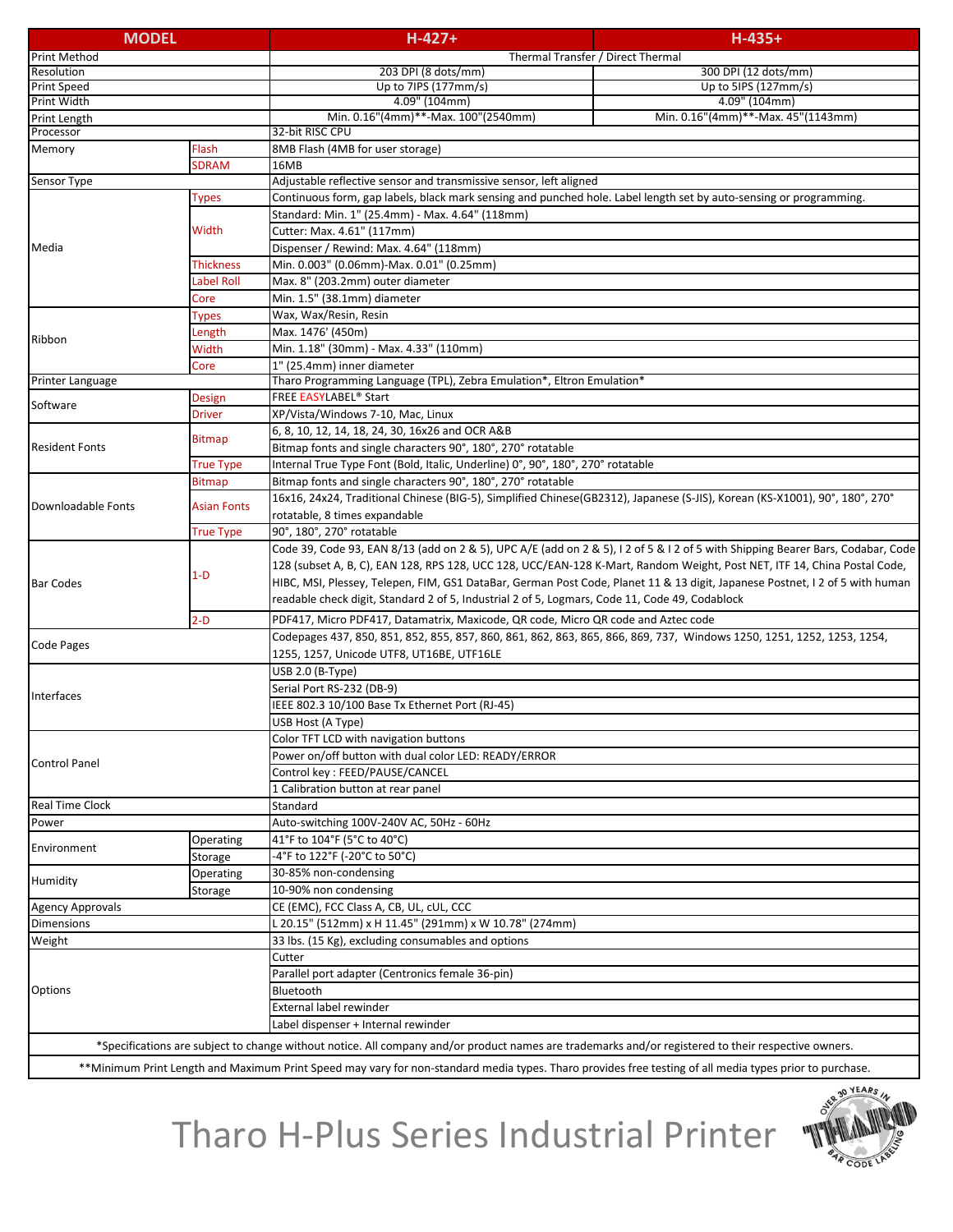| MODEL | | H-427+ | H-435+ |
|---|---|---|---|
| Print Method | | Thermal Transfer / Direct Thermal | |
| Resolution | | 203 DPI (8 dots/mm) | 300 DPI (12 dots/mm) |
| Print Speed | | Up to 7IPS (177mm/s) | Up to 5IPS (127mm/s) |
| Print Width | | 4.09" (104mm) | 4.09" (104mm) |
| Print Length | | Min. 0.16"(4mm)**-Max. 100"(2540mm) | Min. 0.16"(4mm)**-Max. 45"(1143mm) |
| Processor | | 32-bit RISC CPU | |
| Memory | Flash | 8MB Flash (4MB for user storage) | |
| | SDRAM | 16MB | |
| Sensor Type | | Adjustable reflective sensor and transmissive sensor, left aligned | |
| Media | Types | Continuous form, gap labels, black mark sensing and punched hole. Label length set by auto-sensing or programming. | |
| | Width | Standard: Min. 1" (25.4mm) - Max. 4.64" (118mm) | |
| | | Cutter: Max. 4.61" (117mm) | |
| | | Dispenser / Rewind: Max. 4.64" (118mm) | |
| | Thickness | Min. 0.003" (0.06mm)-Max. 0.01" (0.25mm) | |
| | Label Roll | Max. 8" (203.2mm) outer diameter | |
| | Core | Min. 1.5" (38.1mm) diameter | |
| Ribbon | Types | Wax, Wax/Resin, Resin | |
| | Length | Max. 1476' (450m) | |
| | Width | Min. 1.18" (30mm) - Max. 4.33" (110mm) | |
| | Core | 1" (25.4mm) inner diameter | |
| Printer Language | | Tharo Programming Language (TPL), Zebra Emulation*, Eltron Emulation* | |
| Software | Design | FREE EASYLABEL® Start | |
| | Driver | XP/Vista/Windows 7-10, Mac, Linux | |
| Resident Fonts | Bitmap | 6, 8, 10, 12, 14, 18, 24, 30, 16x26 and OCR A&B | |
| | | Bitmap fonts and single characters 90°, 180°, 270° rotatable | |
| | True Type | Internal True Type Font (Bold, Italic, Underline) 0°, 90°, 180°, 270° rotatable | |
| Downloadable Fonts | Bitmap | Bitmap fonts and single characters 90°, 180°, 270° rotatable | |
| | Asian Fonts | 16x16, 24x24, Traditional Chinese (BIG-5), Simplified Chinese(GB2312), Japanese (S-JIS), Korean (KS-X1001), 90°, 180°, 270° rotatable, 8 times expandable | |
| | True Type | 90°, 180°, 270° rotatable | |
| Bar Codes | 1-D | Code 39, Code 93, EAN 8/13 (add on 2 & 5), UPC A/E (add on 2 & 5), I 2 of 5 & I 2 of 5 with Shipping Bearer Bars, Codabar, Code 128 (subset A, B, C), EAN 128, RPS 128, UCC 128, UCC/EAN-128 K-Mart, Random Weight, Post NET, ITF 14, China Postal Code, HIBC, MSI, Plessey, Telepen, FIM, GS1 DataBar, German Post Code, Planet 11 & 13 digit, Japanese Postnet, I 2 of 5 with human readable check digit, Standard 2 of 5, Industrial 2 of 5, Logmars, Code 11, Code 49, Codablock | |
| | 2-D | PDF417, Micro PDF417, Datamatrix, Maxicode, QR code, Micro QR code and Aztec code | |
| Code Pages | | Codepages 437, 850, 851, 852, 855, 857, 860, 861, 862, 863, 865, 866, 869, 737, Windows 1250, 1251, 1252, 1253, 1254, 1255, 1257, Unicode UTF8, UT16BE, UTF16LE | |
| Interfaces | | USB 2.0 (B-Type) | |
| | | Serial Port RS-232 (DB-9) | |
| | | IEEE 802.3 10/100 Base Tx Ethernet Port (RJ-45) | |
| | | USB Host (A Type) | |
| Control Panel | | Color TFT LCD with navigation buttons | |
| | | Power on/off button with dual color LED: READY/ERROR | |
| | | Control key : FEED/PAUSE/CANCEL | |
| | | 1 Calibration button at rear panel | |
| Real Time Clock | | Standard | |
| Power | | Auto-switching 100V-240V AC, 50Hz - 60Hz | |
| Environment | Operating | 41°F to 104°F (5°C to 40°C) | |
| | Storage | -4°F to 122°F (-20°C to 50°C) | |
| Humidity | Operating | 30-85% non-condensing | |
| | Storage | 10-90% non condensing | |
| Agency Approvals | | CE (EMC), FCC Class A, CB, UL, cUL, CCC | |
| Dimensions | | L 20.15" (512mm) x H 11.45" (291mm) x W 10.78" (274mm) | |
| Weight | | 33 lbs. (15 Kg), excluding consumables and options | |
| Options | | Cutter | |
| | | Parallel port adapter (Centronics female 36-pin) | |
| | | Bluetooth | |
| | | External label rewinder | |
| | | Label dispenser + Internal rewinder | |

*Specifications are subject to change without notice. All company and/or product names are trademarks and/or registered to their respective owners.

**Minimum Print Length and Maximum Print Speed may vary for non-standard media types. Tharo provides free testing of all media types prior to purchase.

# Tharo H-Plus Series Industrial Printer